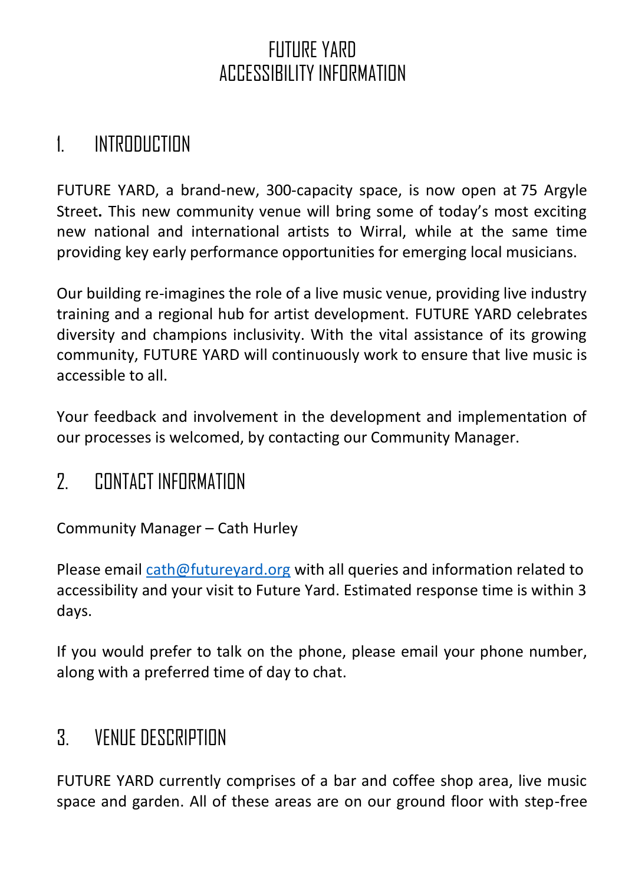# FUTURE YARD
# ACCESSIBILITY INFORMATION

## 1. INTRODUCTION

FUTURE YARD, a brand-new, 300-capacity space, is now open at 75 Argyle Street**.** This new community venue will bring some of today's most exciting new national and international artists to Wirral, while at the same time providing key early performance opportunities for emerging local musicians.

Our building re-imagines the role of a live music venue, providing live industry training and a regional hub for artist development. FUTURE YARD celebrates diversity and champions inclusivity. With the vital assistance of its growing community, FUTURE YARD will continuously work to ensure that live music is accessible to all.

Your feedback and involvement in the development and implementation of our processes is welcomed, by contacting our Community Manager.

## 2. CONTACT INFORMATION

Community Manager – Cath Hurley

Please email [cath@futureyard.org](mailto:cath@futureyard.org) with all queries and information related to accessibility and your visit to Future Yard. Estimated response time is within 3 days.

If you would prefer to talk on the phone, please email your phone number, along with a preferred time of day to chat.

## 3. VENUE DESCRIPTION

FUTURE YARD currently comprises of a bar and coffee shop area, live music space and garden. All of these areas are on our ground floor with step-free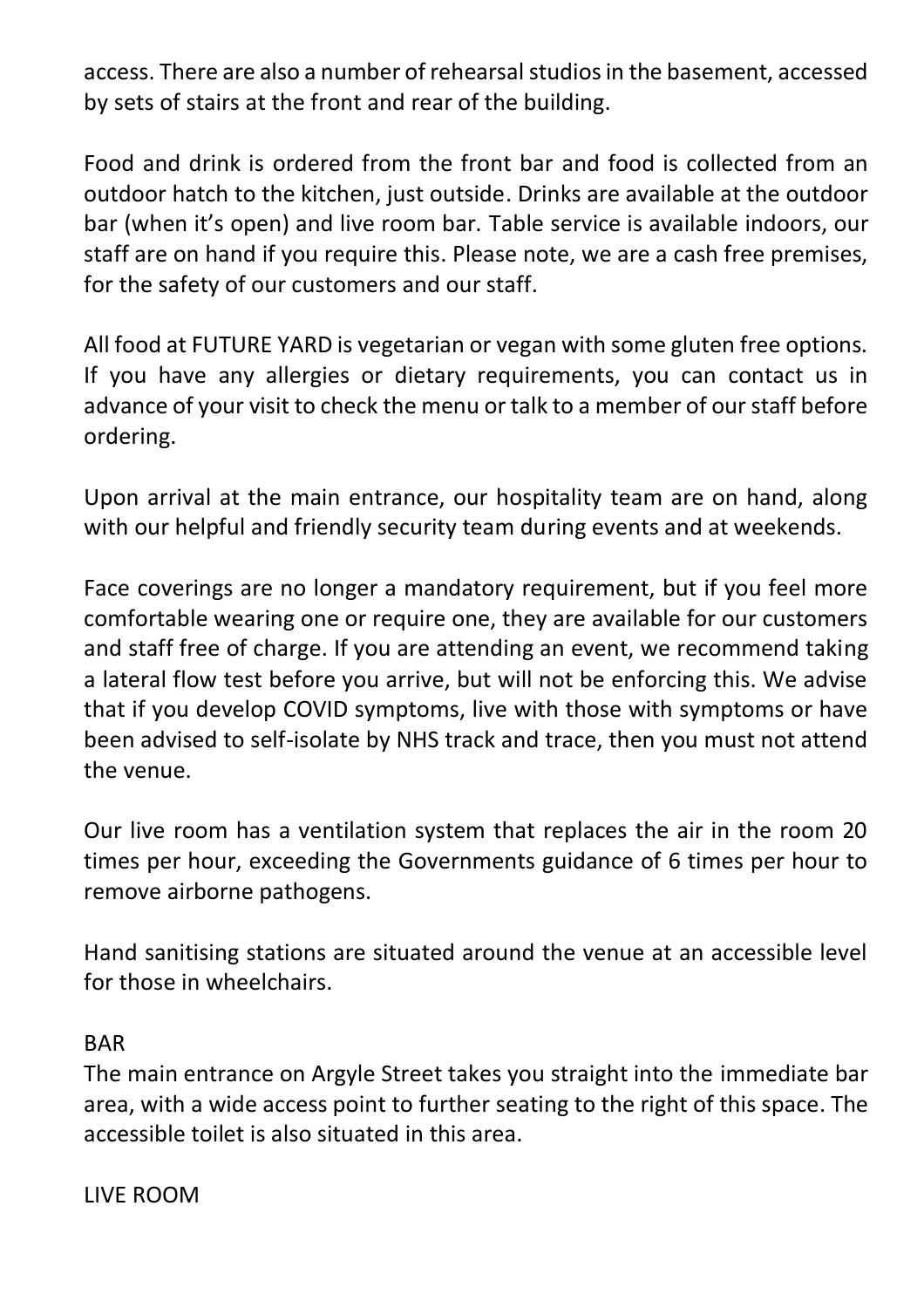access. There are also a number of rehearsal studios in the basement, accessed by sets of stairs at the front and rear of the building.

Food and drink is ordered from the front bar and food is collected from an outdoor hatch to the kitchen, just outside. Drinks are available at the outdoor bar (when it's open) and live room bar. Table service is available indoors, our staff are on hand if you require this. Please note, we are a cash free premises, for the safety of our customers and our staff.

All food at FUTURE YARD is vegetarian or vegan with some gluten free options. If you have any allergies or dietary requirements, you can contact us in advance of your visit to check the menu or talk to a member of our staff before ordering.

Upon arrival at the main entrance, our hospitality team are on hand, along with our helpful and friendly security team during events and at weekends.

Face coverings are no longer a mandatory requirement, but if you feel more comfortable wearing one or require one, they are available for our customers and staff free of charge. If you are attending an event, we recommend taking a lateral flow test before you arrive, but will not be enforcing this. We advise that if you develop COVID symptoms, live with those with symptoms or have been advised to self-isolate by NHS track and trace, then you must not attend the venue.

Our live room has a ventilation system that replaces the air in the room 20 times per hour, exceeding the Governments guidance of 6 times per hour to remove airborne pathogens.

Hand sanitising stations are situated around the venue at an accessible level for those in wheelchairs.

## BAR

The main entrance on Argyle Street takes you straight into the immediate bar area, with a wide access point to further seating to the right of this space. The accessible toilet is also situated in this area.

## LIVE ROOM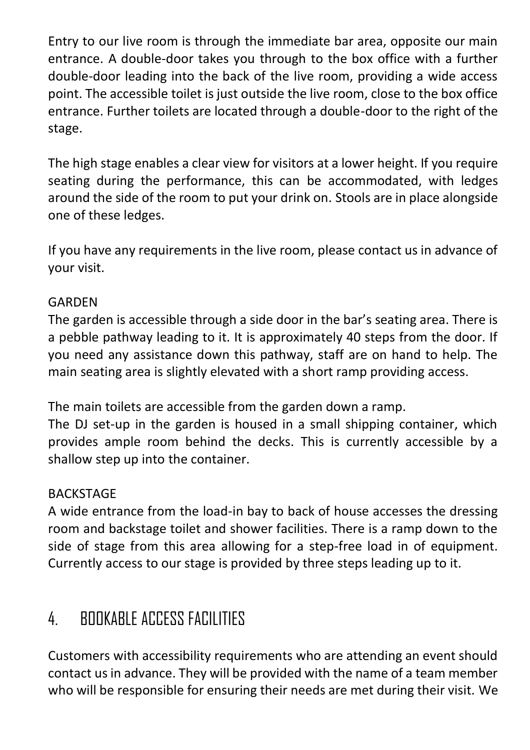Entry to our live room is through the immediate bar area, opposite our main entrance. A double-door takes you through to the box office with a further double-door leading into the back of the live room, providing a wide access point. The accessible toilet is just outside the live room, close to the box office entrance. Further toilets are located through a double-door to the right of the stage.

The high stage enables a clear view for visitors at a lower height. If you require seating during the performance, this can be accommodated, with ledges around the side of the room to put your drink on. Stools are in place alongside one of these ledges.

If you have any requirements in the live room, please contact us in advance of your visit.

GARDEN

The garden is accessible through a side door in the bar's seating area. There is a pebble pathway leading to it. It is approximately 40 steps from the door. If you need any assistance down this pathway, staff are on hand to help. The main seating area is slightly elevated with a short ramp providing access.

The main toilets are accessible from the garden down a ramp.

The DJ set-up in the garden is housed in a small shipping container, which provides ample room behind the decks. This is currently accessible by a shallow step up into the container.

BACKSTAGE

A wide entrance from the load-in bay to back of house accesses the dressing room and backstage toilet and shower facilities. There is a ramp down to the side of stage from this area allowing for a step-free load in of equipment. Currently access to our stage is provided by three steps leading up to it.

## 4. BOOKABLE ACCESS FACILITIES

Customers with accessibility requirements who are attending an event should contact us in advance. They will be provided with the name of a team member who will be responsible for ensuring their needs are met during their visit. We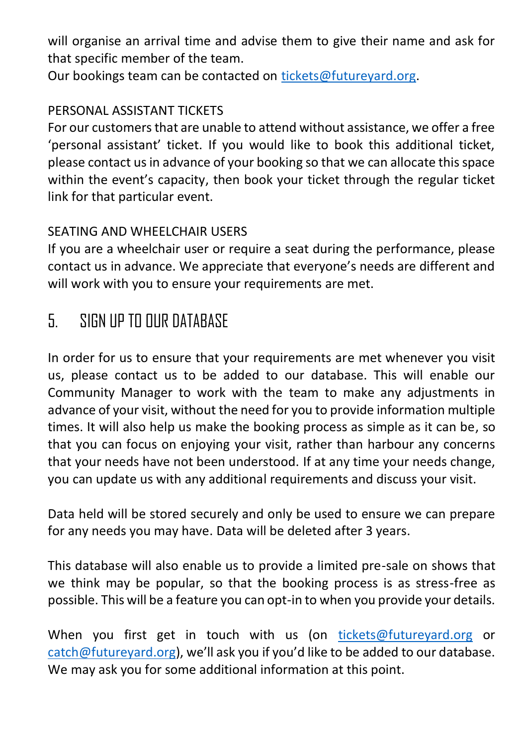will organise an arrival time and advise them to give their name and ask for that specific member of the team.
Our bookings team can be contacted on tickets@futureyard.org.

PERSONAL ASSISTANT TICKETS
For our customers that are unable to attend without assistance, we offer a free 'personal assistant' ticket. If you would like to book this additional ticket, please contact us in advance of your booking so that we can allocate this space within the event's capacity, then book your ticket through the regular ticket link for that particular event.

SEATING AND WHEELCHAIR USERS
If you are a wheelchair user or require a seat during the performance, please contact us in advance. We appreciate that everyone's needs are different and will work with you to ensure your requirements are met.

## 5. SIGN UP TO OUR DATABASE

In order for us to ensure that your requirements are met whenever you visit us, please contact us to be added to our database. This will enable our Community Manager to work with the team to make any adjustments in advance of your visit, without the need for you to provide information multiple times. It will also help us make the booking process as simple as it can be, so that you can focus on enjoying your visit, rather than harbour any concerns that your needs have not been understood. If at any time your needs change, you can update us with any additional requirements and discuss your visit.

Data held will be stored securely and only be used to ensure we can prepare for any needs you may have. Data will be deleted after 3 years.

This database will also enable us to provide a limited pre-sale on shows that we think may be popular, so that the booking process is as stress-free as possible. This will be a feature you can opt-in to when you provide your details.

When you first get in touch with us (on tickets@futureyard.org or catch@futureyard.org), we'll ask you if you'd like to be added to our database. We may ask you for some additional information at this point.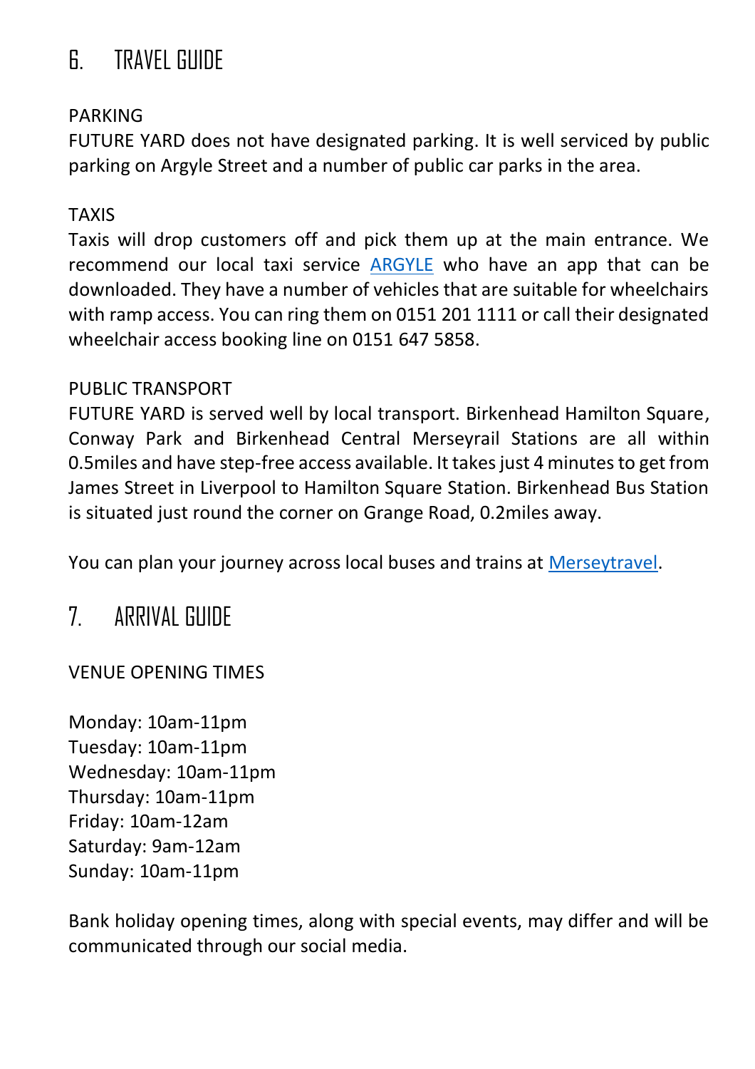## 6. TRAVEL GUIDE

PARKING
FUTURE YARD does not have designated parking. It is well serviced by public parking on Argyle Street and a number of public car parks in the area.

TAXIS
Taxis will drop customers off and pick them up at the main entrance. We recommend our local taxi service ARGYLE who have an app that can be downloaded. They have a number of vehicles that are suitable for wheelchairs with ramp access. You can ring them on 0151 201 1111 or call their designated wheelchair access booking line on 0151 647 5858.

PUBLIC TRANSPORT
FUTURE YARD is served well by local transport. Birkenhead Hamilton Square, Conway Park and Birkenhead Central Merseyrail Stations are all within 0.5miles and have step-free access available. It takes just 4 minutes to get from James Street in Liverpool to Hamilton Square Station. Birkenhead Bus Station is situated just round the corner on Grange Road, 0.2miles away.

You can plan your journey across local buses and trains at Merseytravel.

## 7. ARRIVAL GUIDE

VENUE OPENING TIMES

Monday: 10am-11pm
Tuesday: 10am-11pm
Wednesday: 10am-11pm
Thursday: 10am-11pm
Friday: 10am-12am
Saturday: 9am-12am
Sunday: 10am-11pm

Bank holiday opening times, along with special events, may differ and will be communicated through our social media.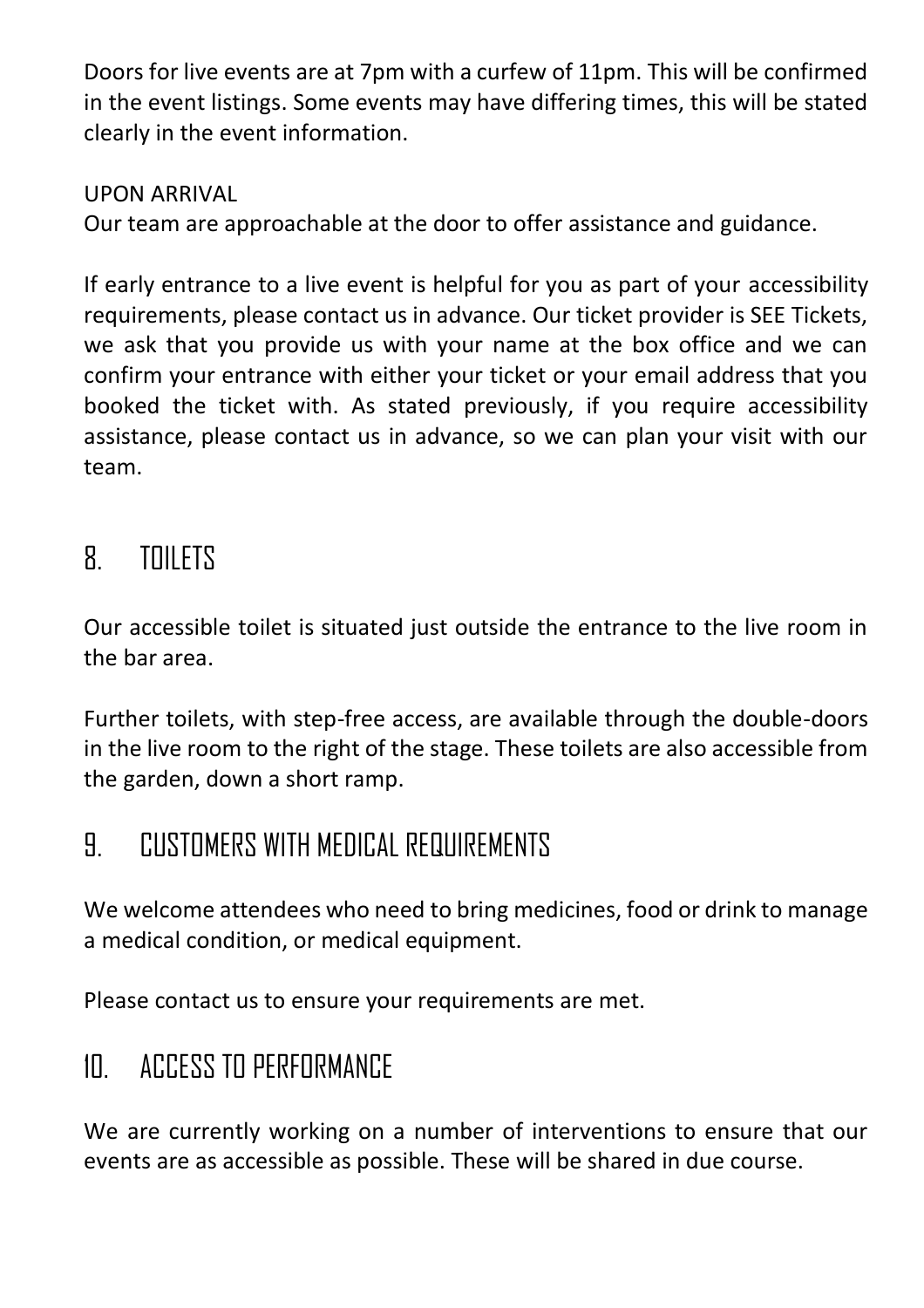Doors for live events are at 7pm with a curfew of 11pm. This will be confirmed in the event listings. Some events may have differing times, this will be stated clearly in the event information.

UPON ARRIVAL

Our team are approachable at the door to offer assistance and guidance.

If early entrance to a live event is helpful for you as part of your accessibility requirements, please contact us in advance. Our ticket provider is SEE Tickets, we ask that you provide us with your name at the box office and we can confirm your entrance with either your ticket or your email address that you booked the ticket with. As stated previously, if you require accessibility assistance, please contact us in advance, so we can plan your visit with our team.

## 8. TOILETS

Our accessible toilet is situated just outside the entrance to the live room in the bar area.

Further toilets, with step-free access, are available through the double-doors in the live room to the right of the stage. These toilets are also accessible from the garden, down a short ramp.

## 9. CUSTOMERS WITH MEDICAL REQUIREMENTS

We welcome attendees who need to bring medicines, food or drink to manage a medical condition, or medical equipment.

Please contact us to ensure your requirements are met.

## 10. ACCESS TO PERFORMANCE

We are currently working on a number of interventions to ensure that our events are as accessible as possible. These will be shared in due course.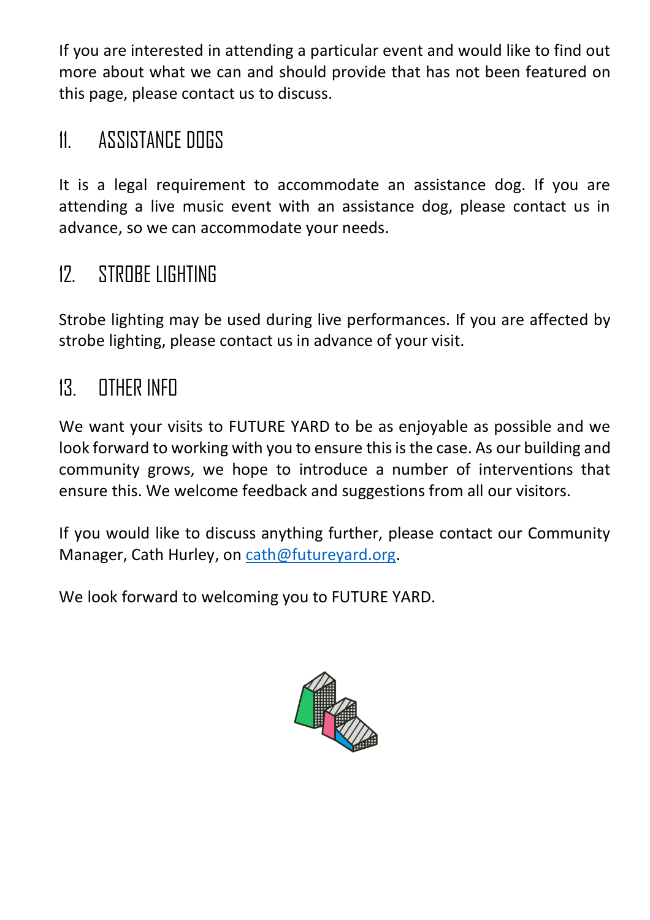If you are interested in attending a particular event and would like to find out more about what we can and should provide that has not been featured on this page, please contact us to discuss.

## 11. ASSISTANCE DOGS

It is a legal requirement to accommodate an assistance dog. If you are attending a live music event with an assistance dog, please contact us in advance, so we can accommodate your needs.

## 12. STROBE LIGHTING

Strobe lighting may be used during live performances. If you are affected by strobe lighting, please contact us in advance of your visit.

## 13. OTHER INFO

We want your visits to FUTURE YARD to be as enjoyable as possible and we look forward to working with you to ensure this is the case. As our building and community grows, we hope to introduce a number of interventions that ensure this. We welcome feedback and suggestions from all our visitors.

If you would like to discuss anything further, please contact our Community Manager, Cath Hurley, on [cath@futureyard.org](mailto:cath@futureyard.org).

We look forward to welcoming you to FUTURE YARD.